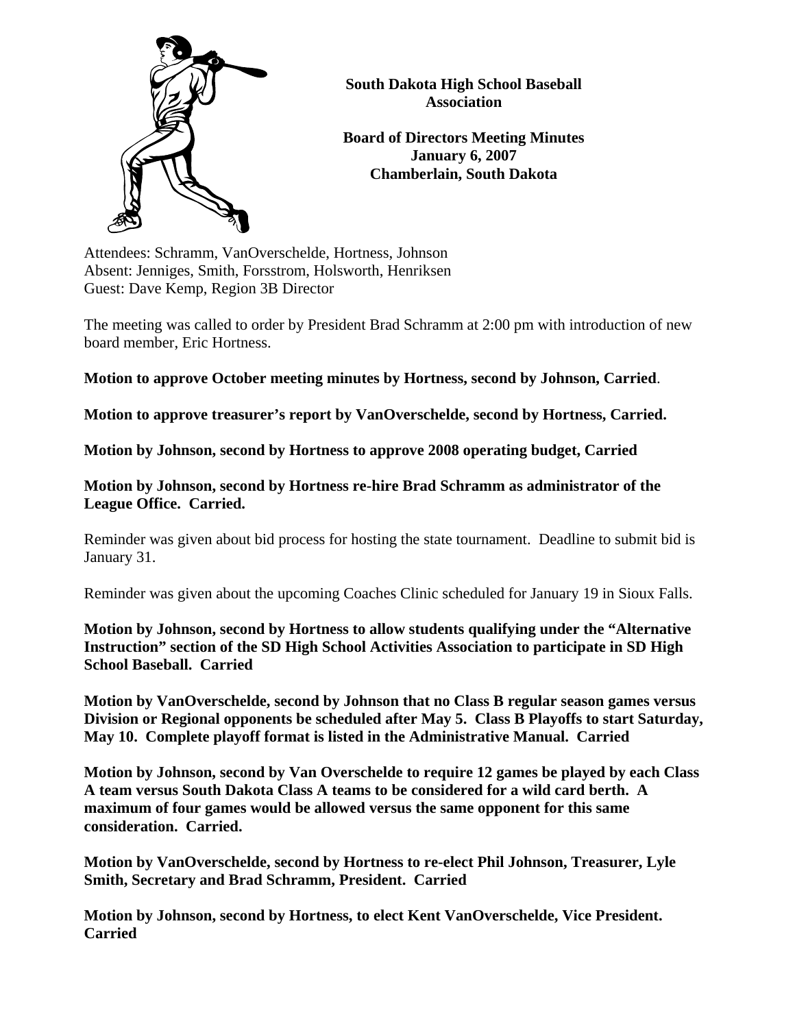**South Dakota High School Baseball Association**

**Board of Directors Meeting Minutes**
**January 6, 2007**
**Chamberlain, South Dakota**

Attendees: Schramm, VanOverschelde, Hortness, Johnson
Absent: Jenniges, Smith, Forsstrom, Holsworth, Henriksen
Guest: Dave Kemp, Region 3B Director

The meeting was called to order by President Brad Schramm at 2:00 pm with introduction of new board member, Eric Hortness.

**Motion to approve October meeting minutes by Hortness, second by Johnson, Carried**.

**Motion to approve treasurer's report by VanOverschelde, second by Hortness, Carried.**

**Motion by Johnson, second by Hortness to approve 2008 operating budget, Carried**

**Motion by Johnson, second by Hortness re-hire Brad Schramm as administrator of the League Office. Carried.**

Reminder was given about bid process for hosting the state tournament. Deadline to submit bid is January 31.

Reminder was given about the upcoming Coaches Clinic scheduled for January 19 in Sioux Falls.

**Motion by Johnson, second by Hortness to allow students qualifying under the "Alternative Instruction" section of the SD High School Activities Association to participate in SD High School Baseball. Carried**

**Motion by VanOverschelde, second by Johnson that no Class B regular season games versus Division or Regional opponents be scheduled after May 5. Class B Playoffs to start Saturday, May 10. Complete playoff format is listed in the Administrative Manual. Carried**

**Motion by Johnson, second by Van Overschelde to require 12 games be played by each Class A team versus South Dakota Class A teams to be considered for a wild card berth. A maximum of four games would be allowed versus the same opponent for this same consideration. Carried.**

**Motion by VanOverschelde, second by Hortness to re-elect Phil Johnson, Treasurer, Lyle Smith, Secretary and Brad Schramm, President. Carried**

**Motion by Johnson, second by Hortness, to elect Kent VanOverschelde, Vice President. Carried**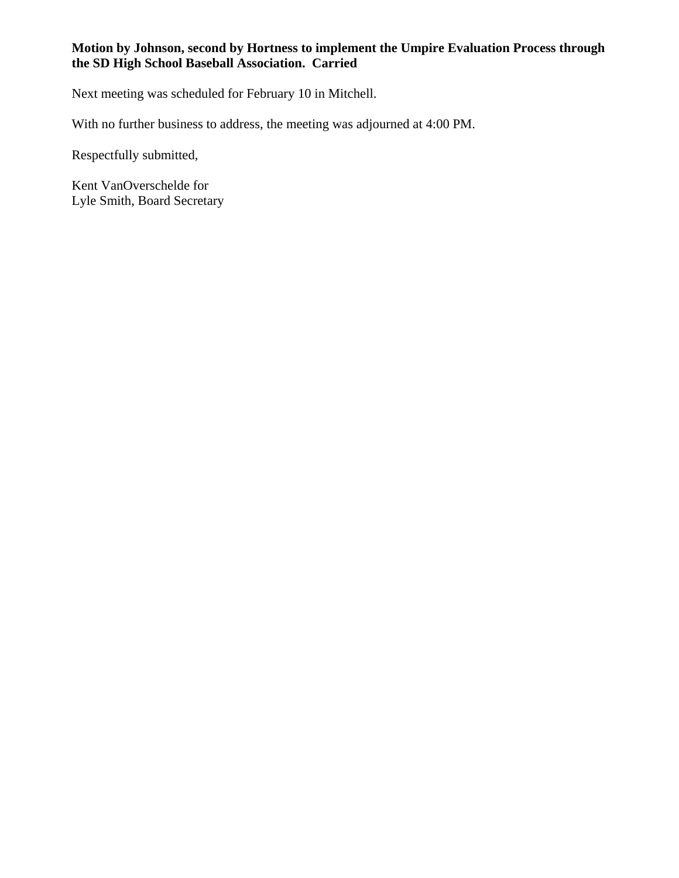**Motion by Johnson, second by Hortness to implement the Umpire Evaluation Process through the SD High School Baseball Association. Carried**

Next meeting was scheduled for February 10 in Mitchell.

With no further business to address, the meeting was adjourned at 4:00 PM.

Respectfully submitted,

Kent VanOverschelde for
Lyle Smith, Board Secretary